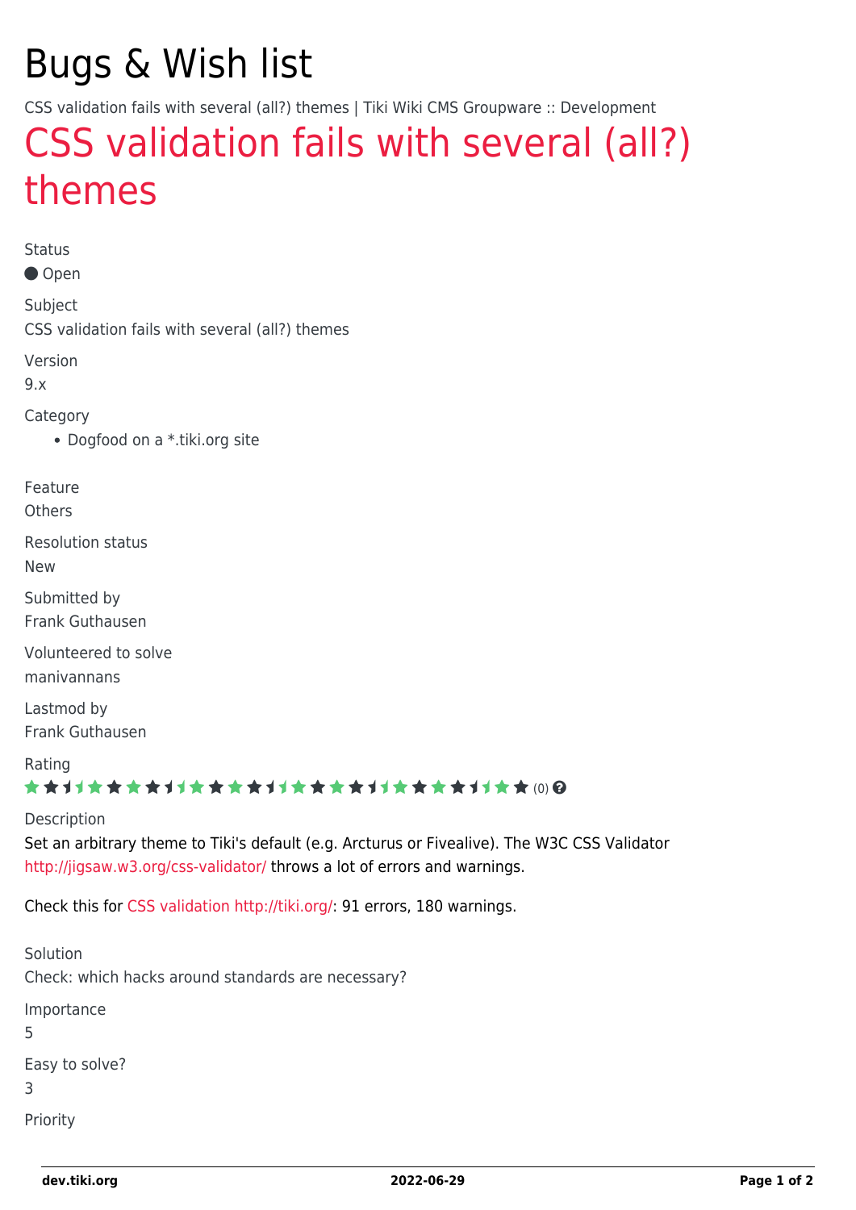# Bugs & Wish list

CSS validation fails with several (all?) themes | Tiki Wiki CMS Groupware :: Development

## CSS validation fails with several (all?) themes

Status

● Open

Subject

CSS validation fails with several (all?) themes

Version

9.x

Category

- Dogfood on a *.tiki.org site

Feature

Others

Resolution status

New

Submitted by

Frank Guthausen

Volunteered to solve

manivannans

Lastmod by

Frank Guthausen

Rating

(0)

Description

Set an arbitrary theme to Tiki's default (e.g. Arcturus or Fivealive). The W3C CSS Validator http://jigsaw.w3.org/css-validator/ throws a lot of errors and warnings.

Check this for CSS validation http://tiki.org/: 91 errors, 180 warnings.

Solution

Check: which hacks around standards are necessary?

Importance

5

Easy to solve?

3

Priority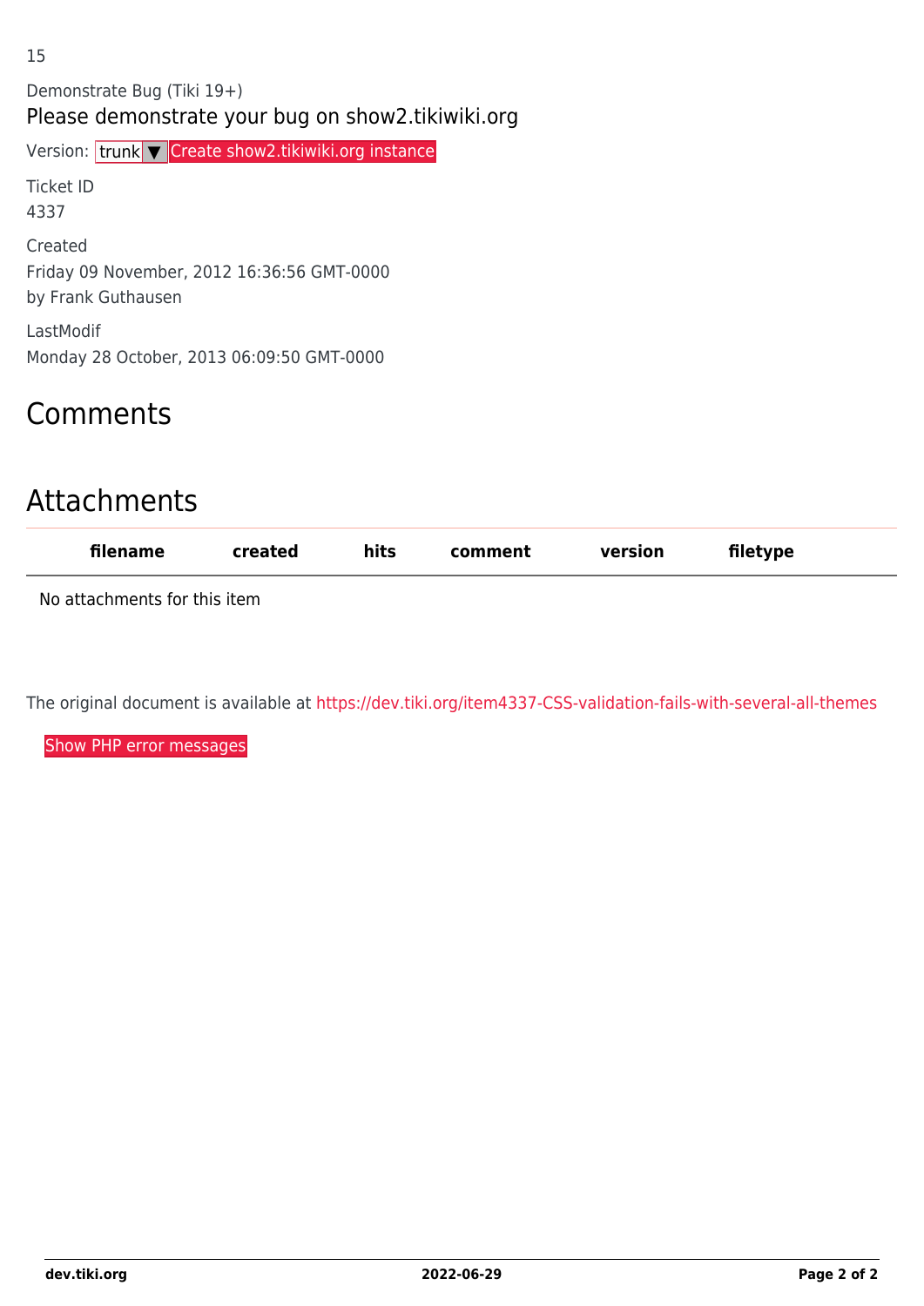15

Demonstrate Bug (Tiki 19+)

Please demonstrate your bug on show2.tikiwiki.org

Version: trunk ▼ Create show2.tikiwiki.org instance

Ticket ID

4337

Created

Friday 09 November, 2012 16:36:56 GMT-0000

by Frank Guthausen

LastModif

Monday 28 October, 2013 06:09:50 GMT-0000

# Comments

# Attachments

| filename | created | hits | comment | version | filetype |
|---|---|---|---|---|---|
| No attachments for this item | | | | | |

The original document is available at https://dev.tiki.org/item4337-CSS-validation-fails-with-several-all-themes

Show PHP error messages